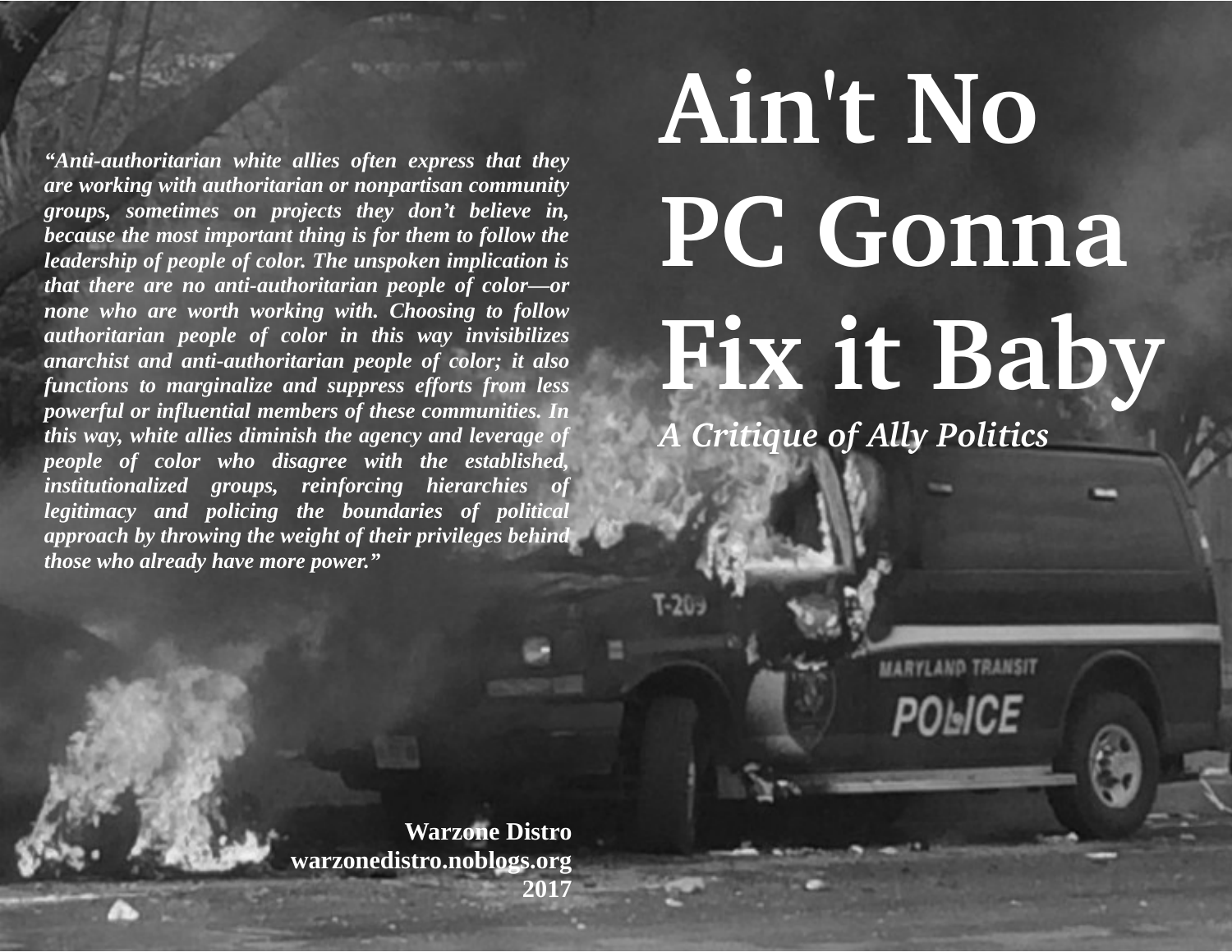# Ain't No PC Gonna Fix it Baby

*A Critique of Ally Politics*

***"Anti-authoritarian white allies often express that they are working with authoritarian or nonpartisan community groups, sometimes on projects they don't believe in, because the most important thing is for them to follow the leadership of people of color. The unspoken implication is that there are no anti-authoritarian people of color—or none who are worth working with. Choosing to follow authoritarian people of color in this way invisibilizes anarchist and anti-authoritarian people of color; it also functions to marginalize and suppress efforts from less powerful or influential members of these communities. In this way, white allies diminish the agency and leverage of people of color who disagree with the established, institutionalized groups, reinforcing hierarchies of legitimacy and policing the boundaries of political approach by throwing the weight of their privileges behind those who already have more power."***

**Warzone Distro**
**warzonedistro.noblogs.org**
**2017**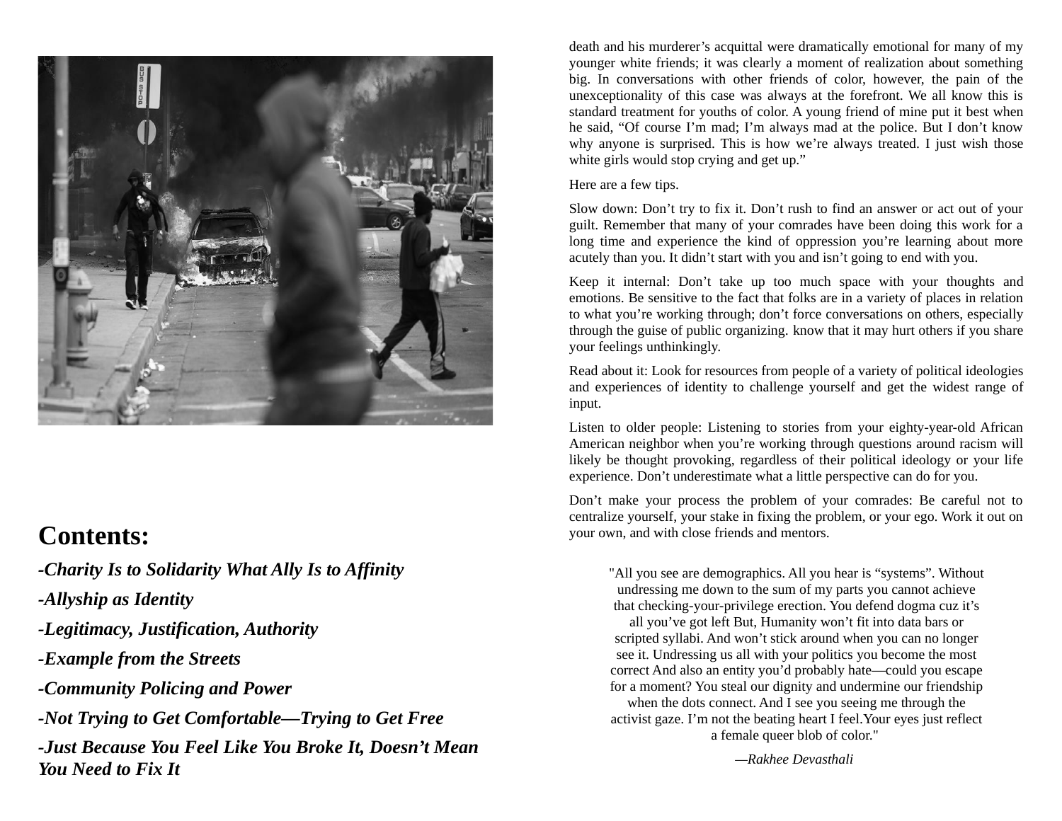## Contents:

***-Charity Is to Solidarity What Ally Is to Affinity***

***-Allyship as Identity***

***-Legitimacy, Justification, Authority***

***-Example from the Streets***

***-Community Policing and Power***

***-Not Trying to Get Comfortable—Trying to Get Free***

***-Just Because You Feel Like You Broke It, Doesn't Mean You Need to Fix It***

death and his murderer's acquittal were dramatically emotional for many of my younger white friends; it was clearly a moment of realization about something big. In conversations with other friends of color, however, the pain of the unexceptionality of this case was always at the forefront. We all know this is standard treatment for youths of color. A young friend of mine put it best when he said, "Of course I'm mad; I'm always mad at the police. But I don't know why anyone is surprised. This is how we're always treated. I just wish those white girls would stop crying and get up."

Here are a few tips.

Slow down: Don't try to fix it. Don't rush to find an answer or act out of your guilt. Remember that many of your comrades have been doing this work for a long time and experience the kind of oppression you're learning about more acutely than you. It didn't start with you and isn't going to end with you.

Keep it internal: Don't take up too much space with your thoughts and emotions. Be sensitive to the fact that folks are in a variety of places in relation to what you're working through; don't force conversations on others, especially through the guise of public organizing. know that it may hurt others if you share your feelings unthinkingly.

Read about it: Look for resources from people of a variety of political ideologies and experiences of identity to challenge yourself and get the widest range of input.

Listen to older people: Listening to stories from your eighty-year-old African American neighbor when you're working through questions around racism will likely be thought provoking, regardless of their political ideology or your life experience. Don't underestimate what a little perspective can do for you.

Don't make your process the problem of your comrades: Be careful not to centralize yourself, your stake in fixing the problem, or your ego. Work it out on your own, and with close friends and mentors.

"All you see are demographics. All you hear is "systems". Without undressing me down to the sum of my parts you cannot achieve that checking-your-privilege erection. You defend dogma cuz it's all you've got left But, Humanity won't fit into data bars or scripted syllabi. And won't stick around when you can no longer see it. Undressing us all with your politics you become the most correct And also an entity you'd probably hate—could you escape for a moment? You steal our dignity and undermine our friendship when the dots connect. And I see you seeing me through the activist gaze. I'm not the beating heart I feel.Your eyes just reflect a female queer blob of color."

*—Rakhee Devasthali*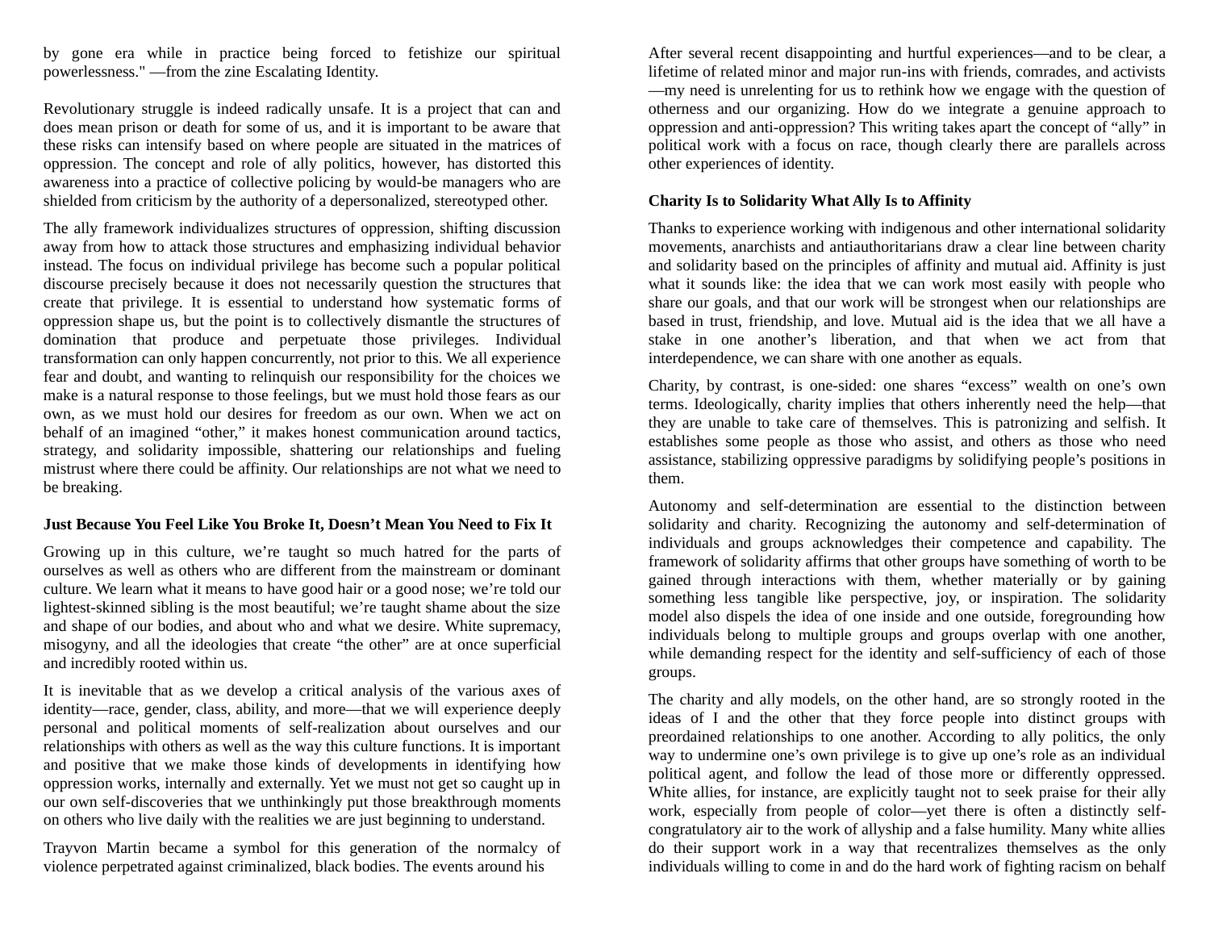by gone era while in practice being forced to fetishize our spiritual powerlessness." —from the zine Escalating Identity.

Revolutionary struggle is indeed radically unsafe. It is a project that can and does mean prison or death for some of us, and it is important to be aware that these risks can intensify based on where people are situated in the matrices of oppression. The concept and role of ally politics, however, has distorted this awareness into a practice of collective policing by would-be managers who are shielded from criticism by the authority of a depersonalized, stereotyped other.

The ally framework individualizes structures of oppression, shifting discussion away from how to attack those structures and emphasizing individual behavior instead. The focus on individual privilege has become such a popular political discourse precisely because it does not necessarily question the structures that create that privilege. It is essential to understand how systematic forms of oppression shape us, but the point is to collectively dismantle the structures of domination that produce and perpetuate those privileges. Individual transformation can only happen concurrently, not prior to this. We all experience fear and doubt, and wanting to relinquish our responsibility for the choices we make is a natural response to those feelings, but we must hold those fears as our own, as we must hold our desires for freedom as our own. When we act on behalf of an imagined "other," it makes honest communication around tactics, strategy, and solidarity impossible, shattering our relationships and fueling mistrust where there could be affinity. Our relationships are not what we need to be breaking.

### Just Because You Feel Like You Broke It, Doesn't Mean You Need to Fix It

Growing up in this culture, we're taught so much hatred for the parts of ourselves as well as others who are different from the mainstream or dominant culture. We learn what it means to have good hair or a good nose; we're told our lightest-skinned sibling is the most beautiful; we're taught shame about the size and shape of our bodies, and about who and what we desire. White supremacy, misogyny, and all the ideologies that create "the other" are at once superficial and incredibly rooted within us.

It is inevitable that as we develop a critical analysis of the various axes of identity—race, gender, class, ability, and more—that we will experience deeply personal and political moments of self-realization about ourselves and our relationships with others as well as the way this culture functions. It is important and positive that we make those kinds of developments in identifying how oppression works, internally and externally. Yet we must not get so caught up in our own self-discoveries that we unthinkingly put those breakthrough moments on others who live daily with the realities we are just beginning to understand.

Trayvon Martin became a symbol for this generation of the normalcy of violence perpetrated against criminalized, black bodies. The events around his

After several recent disappointing and hurtful experiences—and to be clear, a lifetime of related minor and major run-ins with friends, comrades, and activists—my need is unrelenting for us to rethink how we engage with the question of otherness and our organizing. How do we integrate a genuine approach to oppression and anti-oppression? This writing takes apart the concept of "ally" in political work with a focus on race, though clearly there are parallels across other experiences of identity.

### Charity Is to Solidarity What Ally Is to Affinity

Thanks to experience working with indigenous and other international solidarity movements, anarchists and antiauthoritarians draw a clear line between charity and solidarity based on the principles of affinity and mutual aid. Affinity is just what it sounds like: the idea that we can work most easily with people who share our goals, and that our work will be strongest when our relationships are based in trust, friendship, and love. Mutual aid is the idea that we all have a stake in one another's liberation, and that when we act from that interdependence, we can share with one another as equals.

Charity, by contrast, is one-sided: one shares "excess" wealth on one's own terms. Ideologically, charity implies that others inherently need the help—that they are unable to take care of themselves. This is patronizing and selfish. It establishes some people as those who assist, and others as those who need assistance, stabilizing oppressive paradigms by solidifying people's positions in them.

Autonomy and self-determination are essential to the distinction between solidarity and charity. Recognizing the autonomy and self-determination of individuals and groups acknowledges their competence and capability. The framework of solidarity affirms that other groups have something of worth to be gained through interactions with them, whether materially or by gaining something less tangible like perspective, joy, or inspiration. The solidarity model also dispels the idea of one inside and one outside, foregrounding how individuals belong to multiple groups and groups overlap with one another, while demanding respect for the identity and self-sufficiency of each of those groups.

The charity and ally models, on the other hand, are so strongly rooted in the ideas of I and the other that they force people into distinct groups with preordained relationships to one another. According to ally politics, the only way to undermine one's own privilege is to give up one's role as an individual political agent, and follow the lead of those more or differently oppressed. White allies, for instance, are explicitly taught not to seek praise for their ally work, especially from people of color—yet there is often a distinctly self-congratulatory air to the work of allyship and a false humility. Many white allies do their support work in a way that recentralizes themselves as the only individuals willing to come in and do the hard work of fighting racism on behalf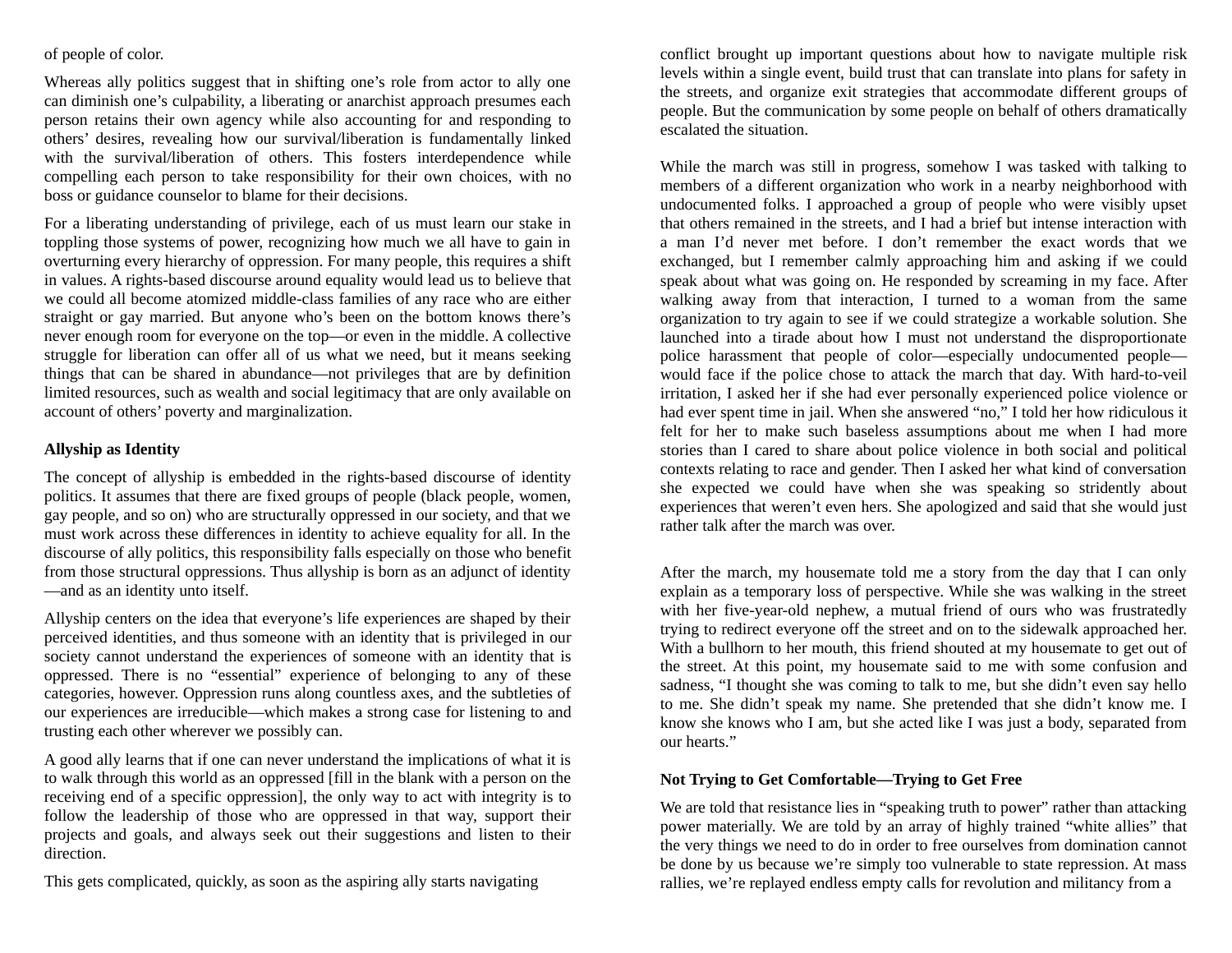of people of color.

Whereas ally politics suggest that in shifting one's role from actor to ally one can diminish one's culpability, a liberating or anarchist approach presumes each person retains their own agency while also accounting for and responding to others' desires, revealing how our survival/liberation is fundamentally linked with the survival/liberation of others. This fosters interdependence while compelling each person to take responsibility for their own choices, with no boss or guidance counselor to blame for their decisions.

For a liberating understanding of privilege, each of us must learn our stake in toppling those systems of power, recognizing how much we all have to gain in overturning every hierarchy of oppression. For many people, this requires a shift in values. A rights-based discourse around equality would lead us to believe that we could all become atomized middle-class families of any race who are either straight or gay married. But anyone who's been on the bottom knows there's never enough room for everyone on the top—or even in the middle. A collective struggle for liberation can offer all of us what we need, but it means seeking things that can be shared in abundance—not privileges that are by definition limited resources, such as wealth and social legitimacy that are only available on account of others' poverty and marginalization.

**Allyship as Identity**

The concept of allyship is embedded in the rights-based discourse of identity politics. It assumes that there are fixed groups of people (black people, women, gay people, and so on) who are structurally oppressed in our society, and that we must work across these differences in identity to achieve equality for all. In the discourse of ally politics, this responsibility falls especially on those who benefit from those structural oppressions. Thus allyship is born as an adjunct of identity—and as an identity unto itself.

Allyship centers on the idea that everyone's life experiences are shaped by their perceived identities, and thus someone with an identity that is privileged in our society cannot understand the experiences of someone with an identity that is oppressed. There is no "essential" experience of belonging to any of these categories, however. Oppression runs along countless axes, and the subtleties of our experiences are irreducible—which makes a strong case for listening to and trusting each other wherever we possibly can.

A good ally learns that if one can never understand the implications of what it is to walk through this world as an oppressed [fill in the blank with a person on the receiving end of a specific oppression], the only way to act with integrity is to follow the leadership of those who are oppressed in that way, support their projects and goals, and always seek out their suggestions and listen to their direction.

This gets complicated, quickly, as soon as the aspiring ally starts navigating conflict brought up important questions about how to navigate multiple risk levels within a single event, build trust that can translate into plans for safety in the streets, and organize exit strategies that accommodate different groups of people. But the communication by some people on behalf of others dramatically escalated the situation.

While the march was still in progress, somehow I was tasked with talking to members of a different organization who work in a nearby neighborhood with undocumented folks. I approached a group of people who were visibly upset that others remained in the streets, and I had a brief but intense interaction with a man I'd never met before. I don't remember the exact words that we exchanged, but I remember calmly approaching him and asking if we could speak about what was going on. He responded by screaming in my face. After walking away from that interaction, I turned to a woman from the same organization to try again to see if we could strategize a workable solution. She launched into a tirade about how I must not understand the disproportionate police harassment that people of color—especially undocumented people—would face if the police chose to attack the march that day. With hard-to-veil irritation, I asked her if she had ever personally experienced police violence or had ever spent time in jail. When she answered "no," I told her how ridiculous it felt for her to make such baseless assumptions about me when I had more stories than I cared to share about police violence in both social and political contexts relating to race and gender. Then I asked her what kind of conversation she expected we could have when she was speaking so stridently about experiences that weren't even hers. She apologized and said that she would just rather talk after the march was over.

After the march, my housemate told me a story from the day that I can only explain as a temporary loss of perspective. While she was walking in the street with her five-year-old nephew, a mutual friend of ours who was frustratedly trying to redirect everyone off the street and on to the sidewalk approached her. With a bullhorn to her mouth, this friend shouted at my housemate to get out of the street. At this point, my housemate said to me with some confusion and sadness, "I thought she was coming to talk to me, but she didn't even say hello to me. She didn't speak my name. She pretended that she didn't know me. I know she knows who I am, but she acted like I was just a body, separated from our hearts."

**Not Trying to Get Comfortable—Trying to Get Free**

We are told that resistance lies in "speaking truth to power" rather than attacking power materially. We are told by an array of highly trained "white allies" that the very things we need to do in order to free ourselves from domination cannot be done by us because we're simply too vulnerable to state repression. At mass rallies, we're replayed endless empty calls for revolution and militancy from a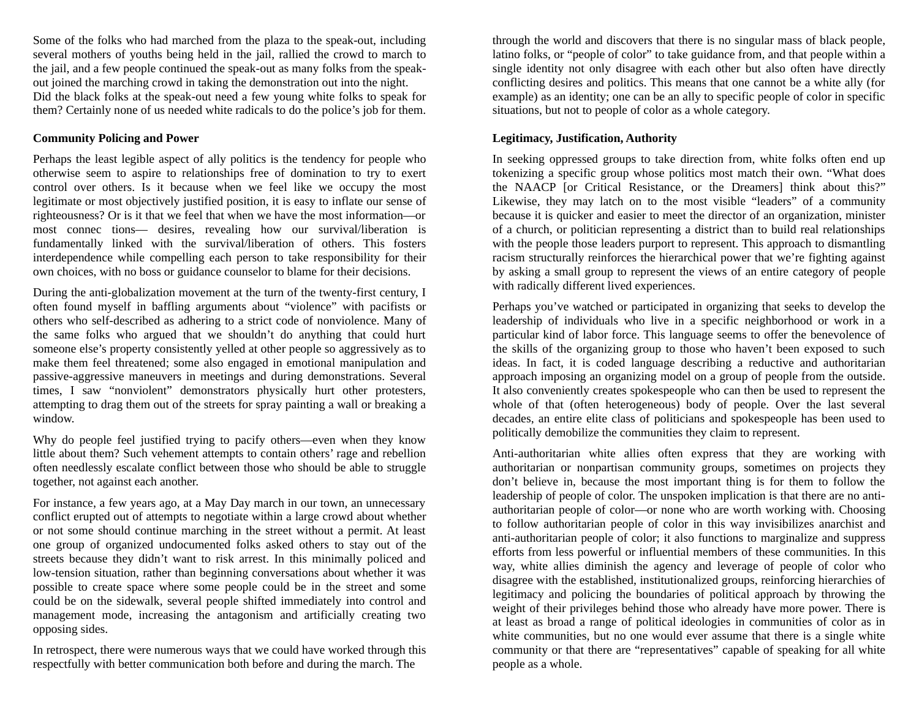Some of the folks who had marched from the plaza to the speak-out, including several mothers of youths being held in the jail, rallied the crowd to march to the jail, and a few people continued the speak-out as many folks from the speak-out joined the marching crowd in taking the demonstration out into the night. Did the black folks at the speak-out need a few young white folks to speak for them? Certainly none of us needed white radicals to do the police's job for them.

**Community Policing and Power**

Perhaps the least legible aspect of ally politics is the tendency for people who otherwise seem to aspire to relationships free of domination to try to exert control over others. Is it because when we feel like we occupy the most legitimate or most objectively justified position, it is easy to inflate our sense of righteousness? Or is it that we feel that when we have the most information—or most connec tions— desires, revealing how our survival/liberation is fundamentally linked with the survival/liberation of others. This fosters interdependence while compelling each person to take responsibility for their own choices, with no boss or guidance counselor to blame for their decisions.

During the anti-globalization movement at the turn of the twenty-first century, I often found myself in baffling arguments about "violence" with pacifists or others who self-described as adhering to a strict code of nonviolence. Many of the same folks who argued that we shouldn't do anything that could hurt someone else's property consistently yelled at other people so aggressively as to make them feel threatened; some also engaged in emotional manipulation and passive-aggressive maneuvers in meetings and during demonstrations. Several times, I saw "nonviolent" demonstrators physically hurt other protesters, attempting to drag them out of the streets for spray painting a wall or breaking a window.

Why do people feel justified trying to pacify others—even when they know little about them? Such vehement attempts to contain others' rage and rebellion often needlessly escalate conflict between those who should be able to struggle together, not against each another.

For instance, a few years ago, at a May Day march in our town, an unnecessary conflict erupted out of attempts to negotiate within a large crowd about whether or not some should continue marching in the street without a permit. At least one group of organized undocumented folks asked others to stay out of the streets because they didn't want to risk arrest. In this minimally policed and low-tension situation, rather than beginning conversations about whether it was possible to create space where some people could be in the street and some could be on the sidewalk, several people shifted immediately into control and management mode, increasing the antagonism and artificially creating two opposing sides.

In retrospect, there were numerous ways that we could have worked through this respectfully with better communication both before and during the march. The through the world and discovers that there is no singular mass of black people, latino folks, or "people of color" to take guidance from, and that people within a single identity not only disagree with each other but also often have directly conflicting desires and politics. This means that one cannot be a white ally (for example) as an identity; one can be an ally to specific people of color in specific situations, but not to people of color as a whole category.

**Legitimacy, Justification, Authority**

In seeking oppressed groups to take direction from, white folks often end up tokenizing a specific group whose politics most match their own. "What does the NAACP [or Critical Resistance, or the Dreamers] think about this?" Likewise, they may latch on to the most visible "leaders" of a community because it is quicker and easier to meet the director of an organization, minister of a church, or politician representing a district than to build real relationships with the people those leaders purport to represent. This approach to dismantling racism structurally reinforces the hierarchical power that we're fighting against by asking a small group to represent the views of an entire category of people with radically different lived experiences.

Perhaps you've watched or participated in organizing that seeks to develop the leadership of individuals who live in a specific neighborhood or work in a particular kind of labor force. This language seems to offer the benevolence of the skills of the organizing group to those who haven't been exposed to such ideas. In fact, it is coded language describing a reductive and authoritarian approach imposing an organizing model on a group of people from the outside. It also conveniently creates spokespeople who can then be used to represent the whole of that (often heterogeneous) body of people. Over the last several decades, an entire elite class of politicians and spokespeople has been used to politically demobilize the communities they claim to represent.

Anti-authoritarian white allies often express that they are working with authoritarian or nonpartisan community groups, sometimes on projects they don't believe in, because the most important thing is for them to follow the leadership of people of color. The unspoken implication is that there are no anti-authoritarian people of color—or none who are worth working with. Choosing to follow authoritarian people of color in this way invisibilizes anarchist and anti-authoritarian people of color; it also functions to marginalize and suppress efforts from less powerful or influential members of these communities. In this way, white allies diminish the agency and leverage of people of color who disagree with the established, institutionalized groups, reinforcing hierarchies of legitimacy and policing the boundaries of political approach by throwing the weight of their privileges behind those who already have more power. There is at least as broad a range of political ideologies in communities of color as in white communities, but no one would ever assume that there is a single white community or that there are "representatives" capable of speaking for all white people as a whole.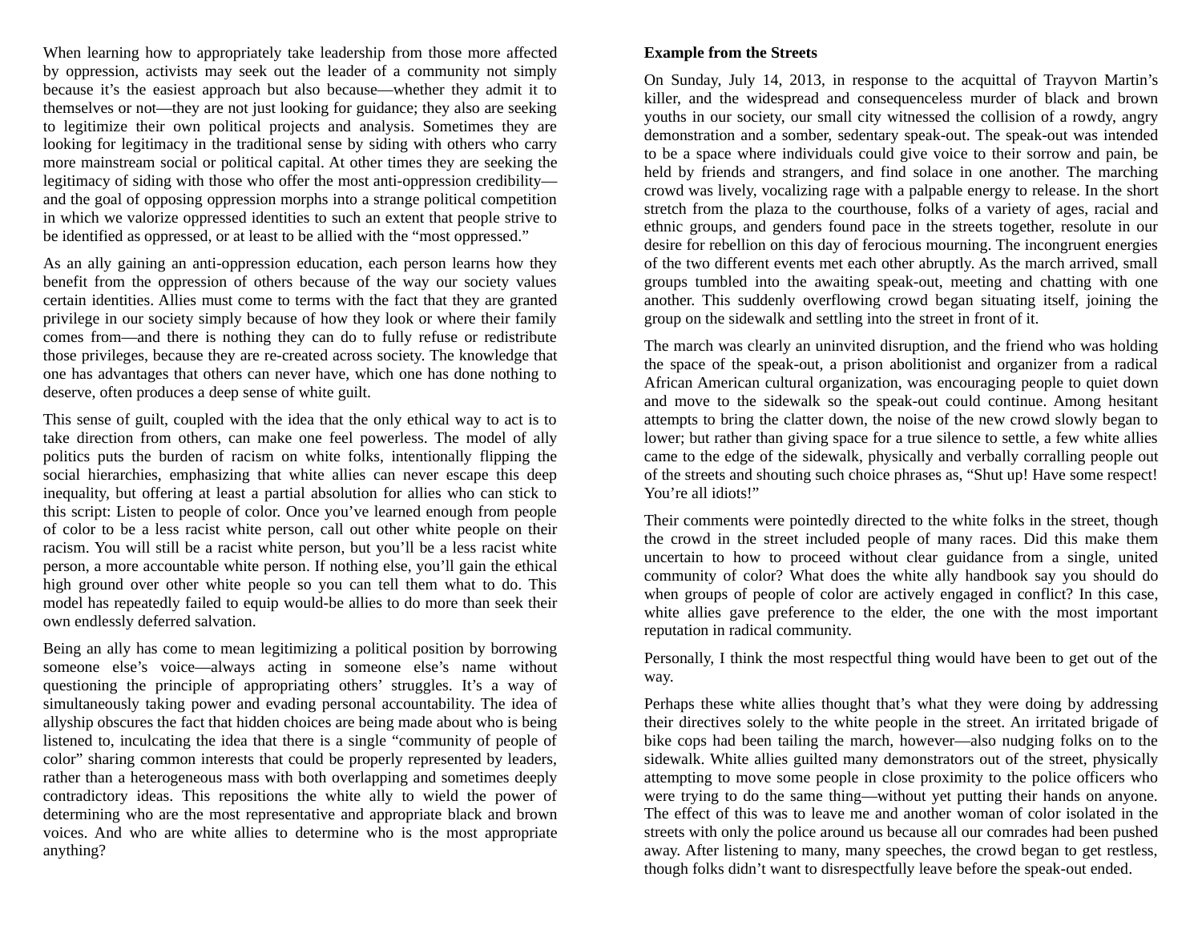When learning how to appropriately take leadership from those more affected by oppression, activists may seek out the leader of a community not simply because it's the easiest approach but also because—whether they admit it to themselves or not—they are not just looking for guidance; they also are seeking to legitimize their own political projects and analysis. Sometimes they are looking for legitimacy in the traditional sense by siding with others who carry more mainstream social or political capital. At other times they are seeking the legitimacy of siding with those who offer the most anti-oppression credibility—and the goal of opposing oppression morphs into a strange political competition in which we valorize oppressed identities to such an extent that people strive to be identified as oppressed, or at least to be allied with the "most oppressed."

As an ally gaining an anti-oppression education, each person learns how they benefit from the oppression of others because of the way our society values certain identities. Allies must come to terms with the fact that they are granted privilege in our society simply because of how they look or where their family comes from—and there is nothing they can do to fully refuse or redistribute those privileges, because they are re-created across society. The knowledge that one has advantages that others can never have, which one has done nothing to deserve, often produces a deep sense of white guilt.

This sense of guilt, coupled with the idea that the only ethical way to act is to take direction from others, can make one feel powerless. The model of ally politics puts the burden of racism on white folks, intentionally flipping the social hierarchies, emphasizing that white allies can never escape this deep inequality, but offering at least a partial absolution for allies who can stick to this script: Listen to people of color. Once you've learned enough from people of color to be a less racist white person, call out other white people on their racism. You will still be a racist white person, but you'll be a less racist white person, a more accountable white person. If nothing else, you'll gain the ethical high ground over other white people so you can tell them what to do. This model has repeatedly failed to equip would-be allies to do more than seek their own endlessly deferred salvation.

Being an ally has come to mean legitimizing a political position by borrowing someone else's voice—always acting in someone else's name without questioning the principle of appropriating others' struggles. It's a way of simultaneously taking power and evading personal accountability. The idea of allyship obscures the fact that hidden choices are being made about who is being listened to, inculcating the idea that there is a single "community of people of color" sharing common interests that could be properly represented by leaders, rather than a heterogeneous mass with both overlapping and sometimes deeply contradictory ideas. This repositions the white ally to wield the power of determining who are the most representative and appropriate black and brown voices. And who are white allies to determine who is the most appropriate anything?

**Example from the Streets**

On Sunday, July 14, 2013, in response to the acquittal of Trayvon Martin's killer, and the widespread and consequenceless murder of black and brown youths in our society, our small city witnessed the collision of a rowdy, angry demonstration and a somber, sedentary speak-out. The speak-out was intended to be a space where individuals could give voice to their sorrow and pain, be held by friends and strangers, and find solace in one another. The marching crowd was lively, vocalizing rage with a palpable energy to release. In the short stretch from the plaza to the courthouse, folks of a variety of ages, racial and ethnic groups, and genders found pace in the streets together, resolute in our desire for rebellion on this day of ferocious mourning. The incongruent energies of the two different events met each other abruptly. As the march arrived, small groups tumbled into the awaiting speak-out, meeting and chatting with one another. This suddenly overflowing crowd began situating itself, joining the group on the sidewalk and settling into the street in front of it.

The march was clearly an uninvited disruption, and the friend who was holding the space of the speak-out, a prison abolitionist and organizer from a radical African American cultural organization, was encouraging people to quiet down and move to the sidewalk so the speak-out could continue. Among hesitant attempts to bring the clatter down, the noise of the new crowd slowly began to lower; but rather than giving space for a true silence to settle, a few white allies came to the edge of the sidewalk, physically and verbally corralling people out of the streets and shouting such choice phrases as, "Shut up! Have some respect! You're all idiots!"

Their comments were pointedly directed to the white folks in the street, though the crowd in the street included people of many races. Did this make them uncertain to how to proceed without clear guidance from a single, united community of color? What does the white ally handbook say you should do when groups of people of color are actively engaged in conflict? In this case, white allies gave preference to the elder, the one with the most important reputation in radical community.

Personally, I think the most respectful thing would have been to get out of the way.

Perhaps these white allies thought that's what they were doing by addressing their directives solely to the white people in the street. An irritated brigade of bike cops had been tailing the march, however—also nudging folks on to the sidewalk. White allies guilted many demonstrators out of the street, physically attempting to move some people in close proximity to the police officers who were trying to do the same thing—without yet putting their hands on anyone. The effect of this was to leave me and another woman of color isolated in the streets with only the police around us because all our comrades had been pushed away. After listening to many, many speeches, the crowd began to get restless, though folks didn't want to disrespectfully leave before the speak-out ended.